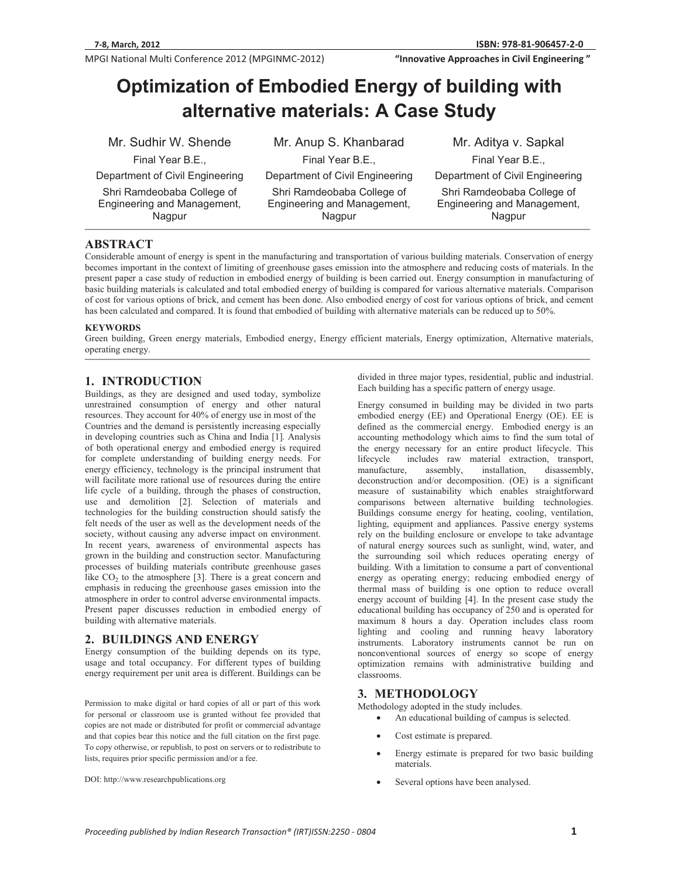# Optimization of Embodied Energy of building with alternative materials: A Case Study

| Mr. Sudhir W. Shende | Mr. Anup S. Khanbarad | Mr. Aditya v. Sapkal |
|---|---|---|
| Final Year B.E., | Final Year B.E., | Final Year B.E., |
| Department of Civil Engineering | Department of Civil Engineering | Department of Civil Engineering |
| Shri Ramdeobaba College of Engineering and Management, Nagpur | Shri Ramdeobaba College of Engineering and Management, Nagpur | Shri Ramdeobaba College of Engineering and Management, Nagpur |

## ABSTRACT

Considerable amount of energy is spent in the manufacturing and transportation of various building materials. Conservation of energy becomes important in the context of limiting of greenhouse gases emission into the atmosphere and reducing costs of materials. In the present paper a case study of reduction in embodied energy of building is been carried out. Energy consumption in manufacturing of basic building materials is calculated and total embodied energy of building is compared for various alternative materials. Comparison of cost for various options of brick, and cement has been done. Also embodied energy of cost for various options of brick, and cement has been calculated and compared. It is found that embodied of building with alternative materials can be reduced up to 50%.

### KEYWORDS

Green building, Green energy materials, Embodied energy, Energy efficient materials, Energy optimization, Alternative materials, operating energy.

## 1. INTRODUCTION

Buildings, as they are designed and used today, symbolize unrestrained consumption of energy and other natural resources. They account for 40% of energy use in most of the Countries and the demand is persistently increasing especially in developing countries such as China and India [1]. Analysis of both operational energy and embodied energy is required for complete understanding of building energy needs. For energy efficiency, technology is the principal instrument that will facilitate more rational use of resources during the entire life cycle of a building, through the phases of construction, use and demolition [2]. Selection of materials and technologies for the building construction should satisfy the felt needs of the user as well as the development needs of the society, without causing any adverse impact on environment. In recent years, awareness of environmental aspects has grown in the building and construction sector. Manufacturing processes of building materials contribute greenhouse gases like $CO_2$ to the atmosphere [3]. There is a great concern and emphasis in reducing the greenhouse gases emission into the atmosphere in order to control adverse environmental impacts. Present paper discusses reduction in embodied energy of building with alternative materials.

## 2. BUILDINGS AND ENERGY

Energy consumption of the building depends on its type, usage and total occupancy. For different types of building energy requirement per unit area is different. Buildings can be divided in three major types, residential, public and industrial. Each building has a specific pattern of energy usage.

Energy consumed in building may be divided in two parts embodied energy (EE) and Operational Energy (OE). EE is defined as the commercial energy. Embodied energy is an accounting methodology which aims to find the sum total of the energy necessary for an entire product lifecycle. This lifecycle includes raw material extraction, transport, manufacture, assembly, installation, disassembly, deconstruction and/or decomposition. (OE) is a significant measure of sustainability which enables straightforward comparisons between alternative building technologies. Buildings consume energy for heating, cooling, ventilation, lighting, equipment and appliances. Passive energy systems rely on the building enclosure or envelope to take advantage of natural energy sources such as sunlight, wind, water, and the surrounding soil which reduces operating energy of building. With a limitation to consume a part of conventional energy as operating energy; reducing embodied energy of thermal mass of building is one option to reduce overall energy account of building [4]. In the present case study the educational building has occupancy of 250 and is operated for maximum 8 hours a day. Operation includes class room lighting and cooling and running heavy laboratory instruments. Laboratory instruments cannot be run on nonconventional sources of energy so scope of energy optimization remains with administrative building and classrooms.

## 3. METHODOLOGY

Methodology adopted in the study includes.

- An educational building of campus is selected.
- Cost estimate is prepared.
- Energy estimate is prepared for two basic building materials.
- Several options have been analysed.

Permission to make digital or hard copies of all or part of this work for personal or classroom use is granted without fee provided that copies are not made or distributed for profit or commercial advantage and that copies bear this notice and the full citation on the first page. To copy otherwise, or republish, to post on servers or to redistribute to lists, requires prior specific permission and/or a fee.

DOI: http://www.researchpublications.org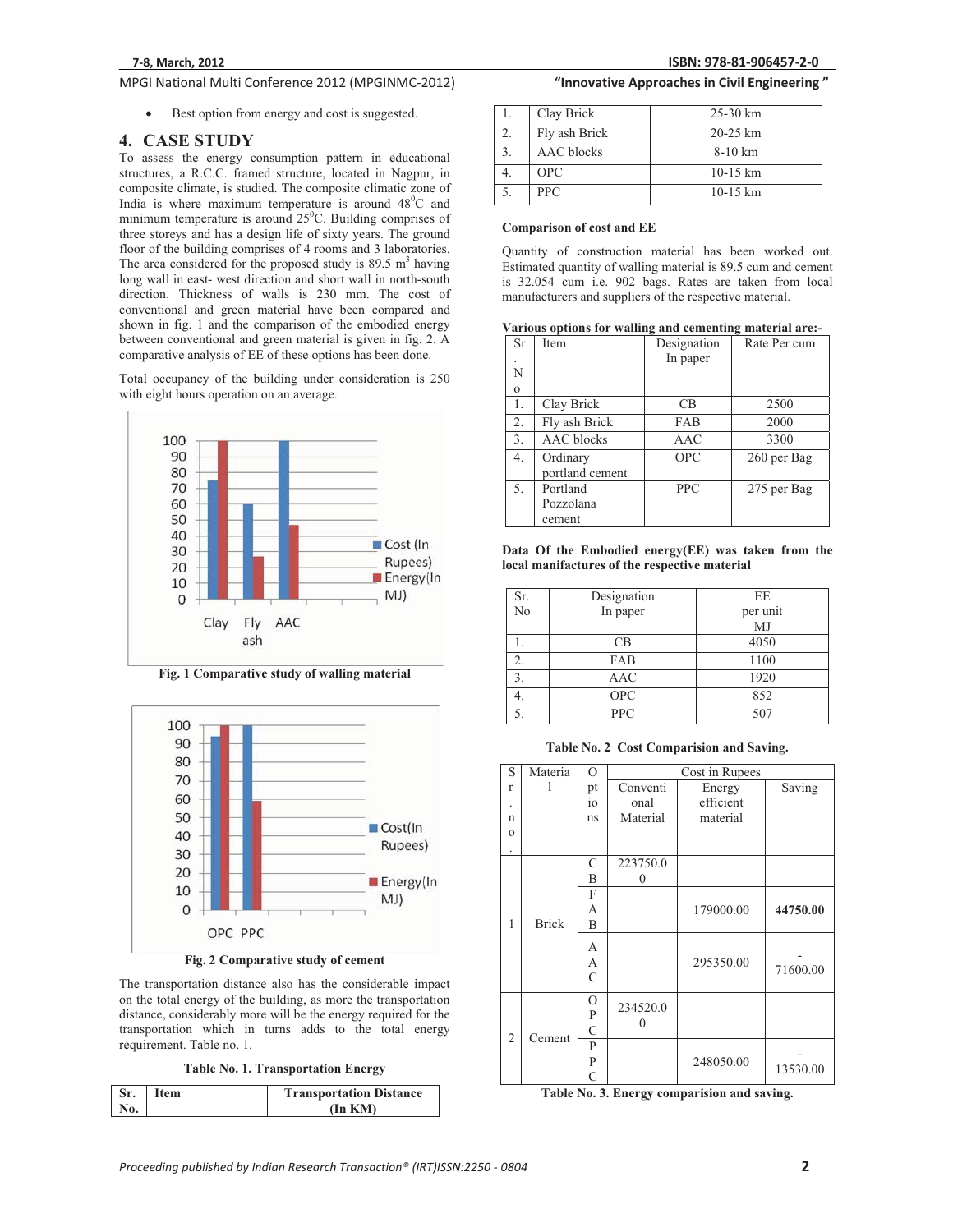- Best option from energy and cost is suggested.

## 4. CASE STUDY

To assess the energy consumption pattern in educational structures, a R.C.C. framed structure, located in Nagpur, in composite climate, is studied. The composite climatic zone of India is where maximum temperature is around $48^0$C and minimum temperature is around $25^0$C. Building comprises of three storeys and has a design life of sixty years. The ground floor of the building comprises of 4 rooms and 3 laboratories. The area considered for the proposed study is 89.5 $m^3$ having long wall in east- west direction and short wall in north-south direction. Thickness of walls is 230 mm. The cost of conventional and green material have been compared and shown in fig. 1 and the comparison of the embodied energy between conventional and green material is given in fig. 2. A comparative analysis of EE of these options has been done.

Total occupancy of the building under consideration is 250 with eight hours operation on an average.

**Fig. 1 Comparative study of walling material**

**Fig. 2 Comparative study of cement**

The transportation distance also has the considerable impact on the total energy of the building, as more the transportation distance, considerably more will be the energy required for the transportation which in turns adds to the total energy requirement. Table no. 1.

**Table No. 1. Transportation Energy**

| Sr. No. | Item | Transportation Distance (In KM) |
|---|---|---|
| 1. | Clay Brick | 25-30 km |
| 2. | Fly ash Brick | 20-25 km |
| 3. | AAC blocks | 8-10 km |
| 4. | OPC | 10-15 km |
| 5. | PPC | 10-15 km |

**Comparison of cost and EE**

Quantity of construction material has been worked out. Estimated quantity of walling material is 89.5 cum and cement is 32.054 cum i.e. 902 bags. Rates are taken from local manufacturers and suppliers of the respective material.

**Various options for walling and cementing material are:-**

| Sr. No | Item | Designation In paper | Rate Per cum |
|---|---|---|---|
| 1. | Clay Brick | CB | 2500 |
| 2. | Fly ash Brick | FAB | 2000 |
| 3. | AAC blocks | AAC | 3300 |
| 4. | Ordinary portland cement | OPC | 260 per Bag |
| 5. | Portland Pozzolana cement | PPC | 275 per Bag |

**Data Of the Embodied energy(EE) was taken from the local manifactures of the respective material**

| Sr. No | Designation In paper | EE per unit MJ |
|---|---|---|
| 1. | CB | 4050 |
| 2. | FAB | 1100 |
| 3. | AAC | 1920 |
| 4. | OPC | 852 |
| 5. | PPC | 507 |

**Table No. 2 Cost Comparision and Saving.**

| Sr. no. | Material | Options | Cost in Rupees | | |
|---|---|---|---|---|---|
| | | | Conventional Material | Energy efficient material | Saving |
| 1 | Brick | CB | 223750.00 | | |
| | | FAB | | 179000.00 | **44750.00** |
| | | AAC | | 295350.00 | -71600.00 |
| 2 | Cement | OPC | 234520.00 | | |
| | | PPC | | 248050.00 | -13530.00 |

**Table No. 3. Energy comparision and saving.**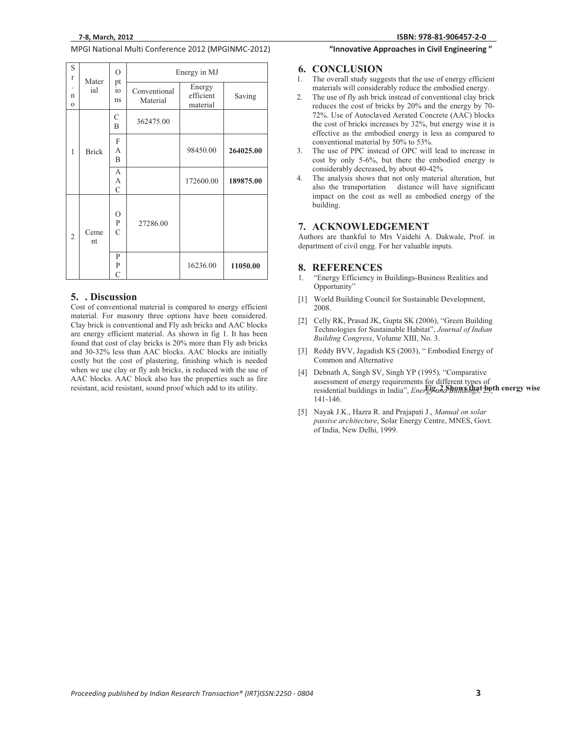| Sr. no | Material | Options | Energy in MJ | | |
|---|---|---|---|---|---|
| | | | Conventional Material | Energy efficient material | Saving |
| 1 | Brick | CB | 362475.00 | | |
| | | FAB | | 98450.00 | **264025.00** |
| | | AAC | | 172600.00 | **189875.00** |
| 2 | Cement | OPC | 27286.00 | | |
| | | PPC | | 16236.00 | **11050.00** |

**Fig. 2 Shows that both energy wise**

## 5. . Discussion

Cost of conventional material is compared to energy efficient material. For masonry three options have been considered. Clay brick is conventional and Fly ash bricks and AAC blocks are energy efficient material. As shown in fig 1. It has been found that cost of clay bricks is 20% more than Fly ash bricks and 30-32% less than AAC blocks. AAC blocks are initially costly but the cost of plastering, finishing which is needed when we use clay or fly ash bricks, is reduced with the use of AAC blocks. AAC block also has the properties such as fire resistant, acid resistant, sound proof which add to its utility.

## 6. CONCLUSION

1. The overall study suggests that the use of energy efficient materials will considerably reduce the embodied energy.
2. The use of fly ash brick instead of conventional clay brick reduces the cost of bricks by 20% and the energy by 70-72%. Use of Autoclaved Aerated Concrete (AAC) blocks the cost of bricks increases by 32%, but energy wise it is effective as the embodied energy is less as compared to conventional material by 50% to 53%.
3. The use of PPC instead of OPC will lead to increase in cost by only 5-6%, but there the embodied energy is considerably decreased, by about 40-42%
4. The analysis shows that not only material alteration, but also the transportation distance will have significant impact on the cost as well as embodied energy of the building.

## 7. ACKNOWLEDGEMENT

Authors are thankful to Mrs Vaidehi A. Dakwale, Prof. in department of civil engg. For her valuable inputs.

## 8. REFERENCES

1. "Energy Efficiency in Buildings-Business Realities and Opportunity"

[1] World Building Council for Sustainable Development, 2008.

[2] Celly RK, Prasad JK, Gupta SK (2006), "Green Building Technologies for Sustainable Habitat", *Journal of Indian Building Congress*, Volume XIII, No. 3.

[3] Reddy BVV, Jagadish KS (2003), " Embodied Energy of Common and Alternative

[4] Debnath A, Singh SV, Singh YP (1995), "Comparative assessment of energy requirements for different types of residential buildings in India", *Energy and Buildings*, 23, 141-146.

[5] Nayak J.K., Hazra R. and Prajapati J., *Manual on solar passive architecture*, Solar Energy Centre, MNES, Govt. of India, New Delhi, 1999.